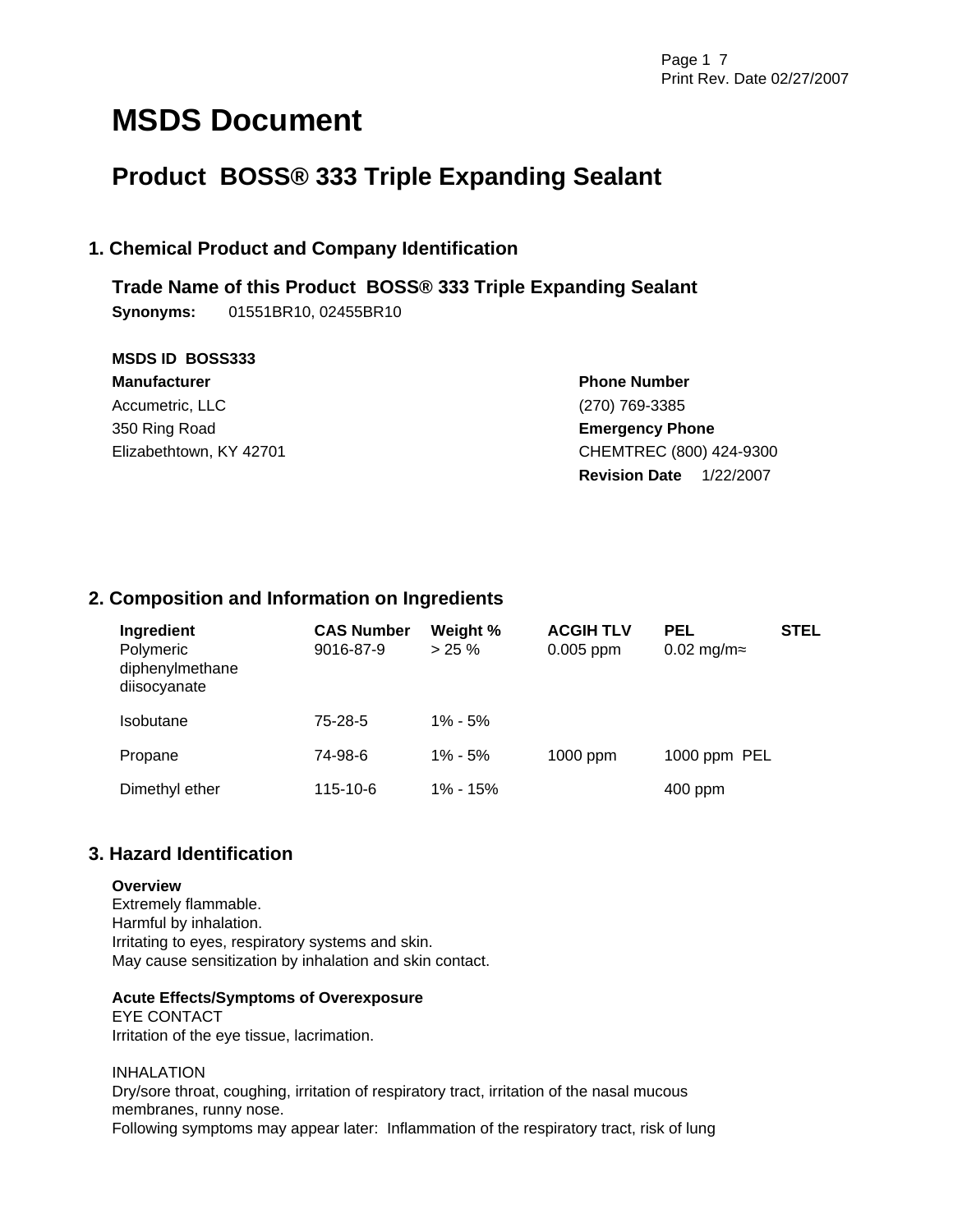# MSDS Document

## Product BOSS® 333 Triple Expanding Sealant

### 1. Chemical Product and Company Identification

**Trade Name of this Product BOSS® 333 Triple Expanding Sealant**

**Synonyms:** 01551BR10, 02455BR10

**MSDS ID BOSS333**

**Manufacturer**
Accumetric, LLC
350 Ring Road
Elizabethtown, KY 42701

**Phone Number**
(270) 769-3385

**Emergency Phone**
CHEMTREC (800) 424-9300

**Revision Date** 1/22/2007

### 2. Composition and Information on Ingredients

| Ingredient | CAS Number | Weight % | ACGIH TLV | PEL | STEL |
|---|---|---|---|---|---|
| Polymeric diphenylmethane diisocyanate | 9016-87-9 | > 25 % | 0.005 ppm | 0.02 mg/m≈ | |
| Isobutane | 75-28-5 | 1% - 5% | | | |
| Propane | 74-98-6 | 1% - 5% | 1000 ppm | 1000 ppm PEL | |
| Dimethyl ether | 115-10-6 | 1% - 15% | | 400 ppm | |

### 3. Hazard Identification

**Overview**
Extremely flammable.
Harmful by inhalation.
Irritating to eyes, respiratory systems and skin.
May cause sensitization by inhalation and skin contact.

**Acute Effects/Symptoms of Overexposure**
EYE CONTACT
Irritation of the eye tissue, lacrimation.

INHALATION
Dry/sore throat, coughing, irritation of respiratory tract, irritation of the nasal mucous membranes, runny nose.
Following symptoms may appear later: Inflammation of the respiratory tract, risk of lung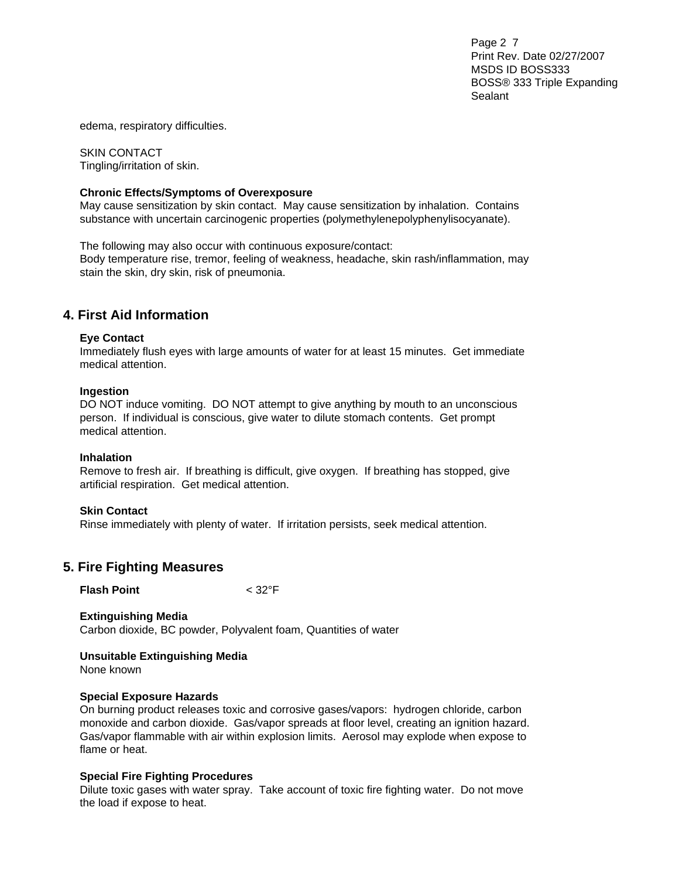edema, respiratory difficulties.

SKIN CONTACT
Tingling/irritation of skin.

**Chronic Effects/Symptoms of Overexposure**
May cause sensitization by skin contact. May cause sensitization by inhalation. Contains substance with uncertain carcinogenic properties (polymethylenepolyphenylisocyanate).

The following may also occur with continuous exposure/contact:
Body temperature rise, tremor, feeling of weakness, headache, skin rash/inflammation, may stain the skin, dry skin, risk of pneumonia.

## 4. First Aid Information

**Eye Contact**
Immediately flush eyes with large amounts of water for at least 15 minutes. Get immediate medical attention.

**Ingestion**
DO NOT induce vomiting. DO NOT attempt to give anything by mouth to an unconscious person. If individual is conscious, give water to dilute stomach contents. Get prompt medical attention.

**Inhalation**
Remove to fresh air. If breathing is difficult, give oxygen. If breathing has stopped, give artificial respiration. Get medical attention.

**Skin Contact**
Rinse immediately with plenty of water. If irritation persists, seek medical attention.

## 5. Fire Fighting Measures

**Flash Point** < 32°F

**Extinguishing Media**
Carbon dioxide, BC powder, Polyvalent foam, Quantities of water

**Unsuitable Extinguishing Media**
None known

**Special Exposure Hazards**
On burning product releases toxic and corrosive gases/vapors: hydrogen chloride, carbon monoxide and carbon dioxide. Gas/vapor spreads at floor level, creating an ignition hazard. Gas/vapor flammable with air within explosion limits. Aerosol may explode when expose to flame or heat.

**Special Fire Fighting Procedures**
Dilute toxic gases with water spray. Take account of toxic fire fighting water. Do not move the load if expose to heat.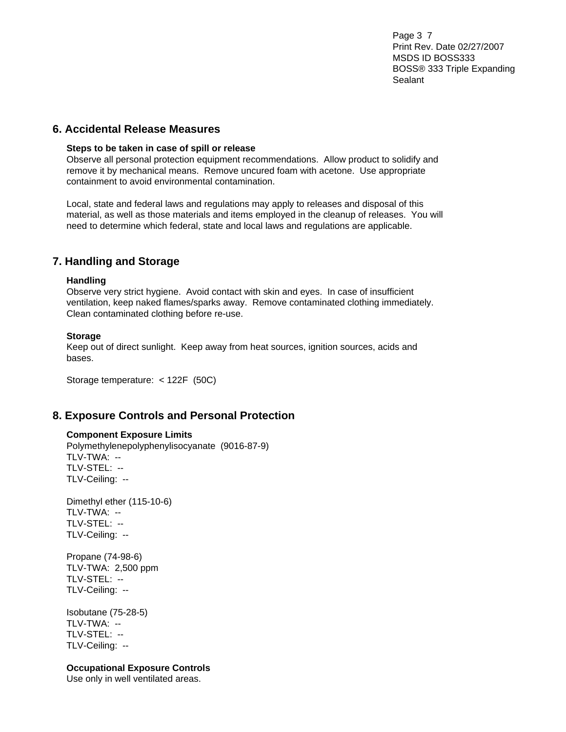## 6. Accidental Release Measures

**Steps to be taken in case of spill or release**

Observe all personal protection equipment recommendations. Allow product to solidify and remove it by mechanical means. Remove uncured foam with acetone. Use appropriate containment to avoid environmental contamination.

Local, state and federal laws and regulations may apply to releases and disposal of this material, as well as those materials and items employed in the cleanup of releases. You will need to determine which federal, state and local laws and regulations are applicable.

## 7. Handling and Storage

**Handling**

Observe very strict hygiene. Avoid contact with skin and eyes. In case of insufficient ventilation, keep naked flames/sparks away. Remove contaminated clothing immediately. Clean contaminated clothing before re-use.

**Storage**

Keep out of direct sunlight. Keep away from heat sources, ignition sources, acids and bases.

Storage temperature: < 122F (50C)

## 8. Exposure Controls and Personal Protection

**Component Exposure Limits**

Polymethylenepolyphenylisocyanate (9016-87-9)
TLV-TWA: --
TLV-STEL: --
TLV-Ceiling: --

Dimethyl ether (115-10-6)
TLV-TWA: --
TLV-STEL: --
TLV-Ceiling: --

Propane (74-98-6)
TLV-TWA: 2,500 ppm
TLV-STEL: --
TLV-Ceiling: --

Isobutane (75-28-5)
TLV-TWA: --
TLV-STEL: --
TLV-Ceiling: --

**Occupational Exposure Controls**

Use only in well ventilated areas.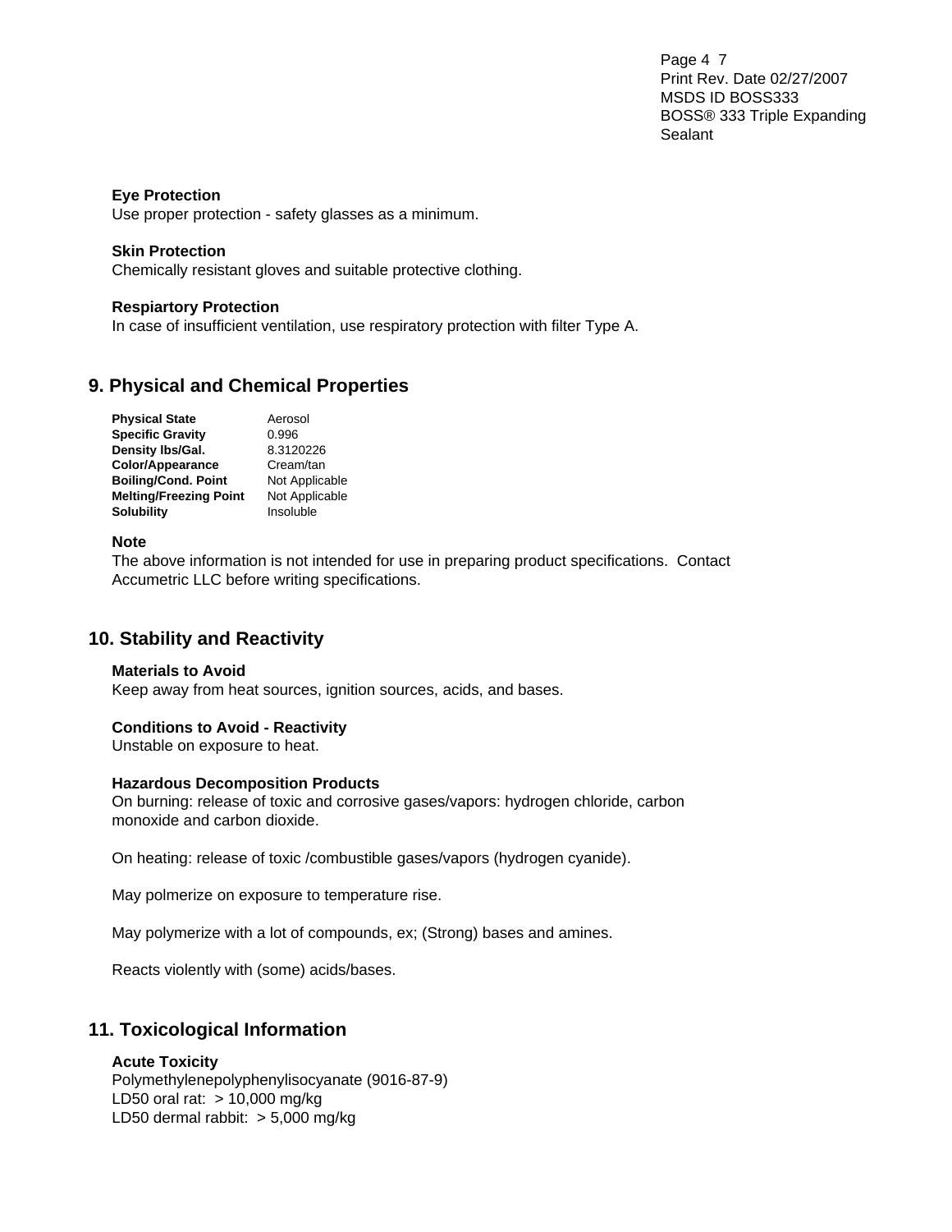### Eye Protection

Use proper protection - safety glasses as a minimum.

### Skin Protection

Chemically resistant gloves and suitable protective clothing.

### Respiartory Protection

In case of insufficient ventilation, use respiratory protection with filter Type A.

## 9. Physical and Chemical Properties

| | |
|---|---|
| **Physical State** | Aerosol |
| **Specific Gravity** | 0.996 |
| **Density lbs/Gal.** | 8.3120226 |
| **Color/Appearance** | Cream/tan |
| **Boiling/Cond. Point** | Not Applicable |
| **Melting/Freezing Point** | Not Applicable |
| **Solubility** | Insoluble |

### Note

The above information is not intended for use in preparing product specifications. Contact Accumetric LLC before writing specifications.

## 10. Stability and Reactivity

### Materials to Avoid

Keep away from heat sources, ignition sources, acids, and bases.

### Conditions to Avoid - Reactivity

Unstable on exposure to heat.

### Hazardous Decomposition Products

On burning: release of toxic and corrosive gases/vapors: hydrogen chloride, carbon monoxide and carbon dioxide.

On heating: release of toxic /combustible gases/vapors (hydrogen cyanide).

May polmerize on exposure to temperature rise.

May polymerize with a lot of compounds, ex; (Strong) bases and amines.

Reacts violently with (some) acids/bases.

## 11. Toxicological Information

### Acute Toxicity

Polymethylenepolyphenylisocyanate (9016-87-9)
LD50 oral rat: > 10,000 mg/kg
LD50 dermal rabbit: > 5,000 mg/kg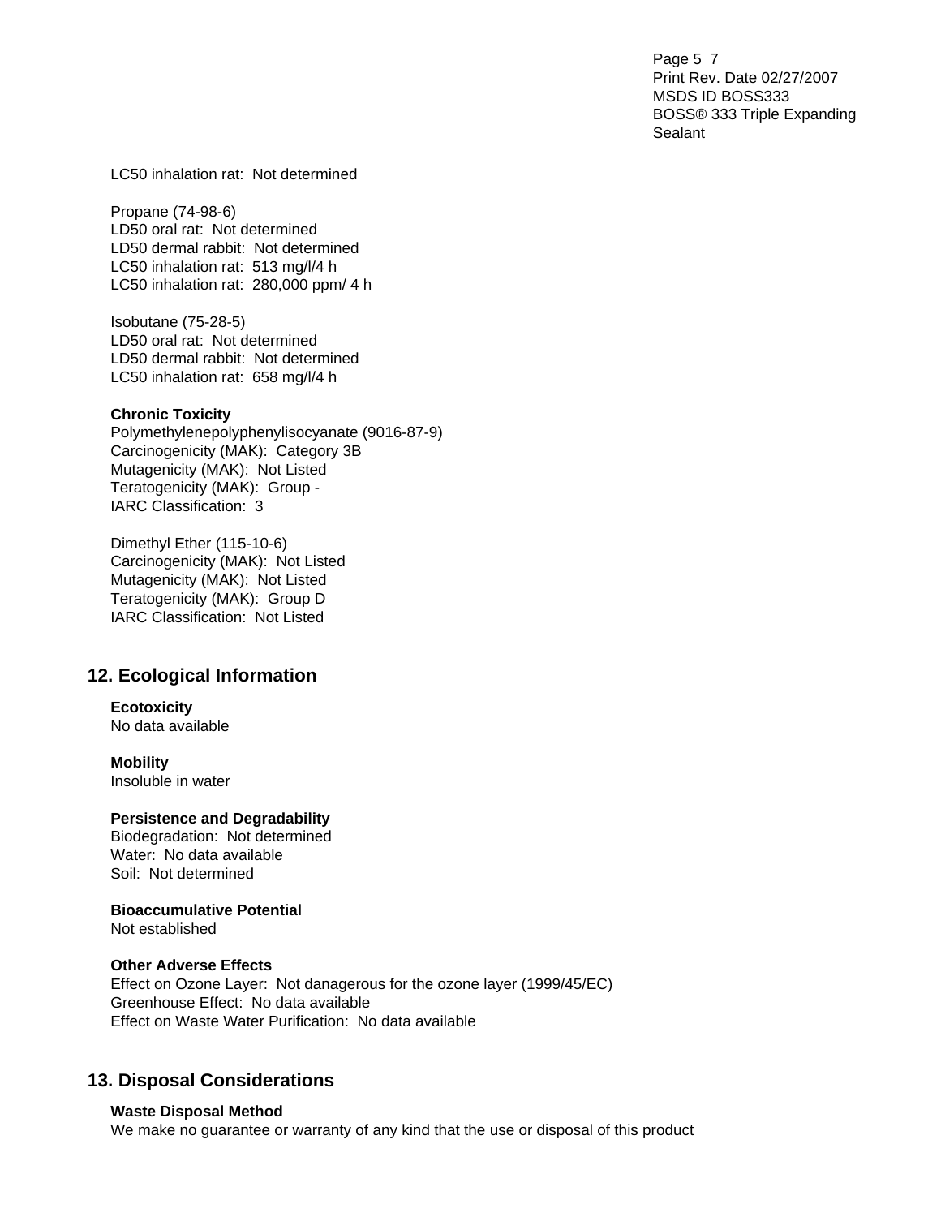LC50 inhalation rat:  Not determined

Propane (74-98-6)
LD50 oral rat:  Not determined
LD50 dermal rabbit:  Not determined
LC50 inhalation rat:  513 mg/l/4 h
LC50 inhalation rat:  280,000 ppm/ 4 h

Isobutane (75-28-5)
LD50 oral rat:  Not determined
LD50 dermal rabbit:  Not determined
LC50 inhalation rat:  658 mg/l/4 h

**Chronic Toxicity**
Polymethylenepolyphenylisocyanate (9016-87-9)
Carcinogenicity (MAK):  Category 3B
Mutagenicity (MAK):  Not Listed
Teratogenicity (MAK):  Group -
IARC Classification:  3

Dimethyl Ether (115-10-6)
Carcinogenicity (MAK):  Not Listed
Mutagenicity (MAK):  Not Listed
Teratogenicity (MAK):  Group D
IARC Classification:  Not Listed

## 12. Ecological Information

**Ecotoxicity**
No data available

**Mobility**
Insoluble in water

**Persistence and Degradability**
Biodegradation:  Not determined
Water:  No data available
Soil:  Not determined

**Bioaccumulative Potential**
Not established

**Other Adverse Effects**
Effect on Ozone Layer:  Not danagerous for the ozone layer (1999/45/EC)
Greenhouse Effect:  No data available
Effect on Waste Water Purification:  No data available

## 13. Disposal Considerations

**Waste Disposal Method**
We make no guarantee or warranty of any kind that the use or disposal of this product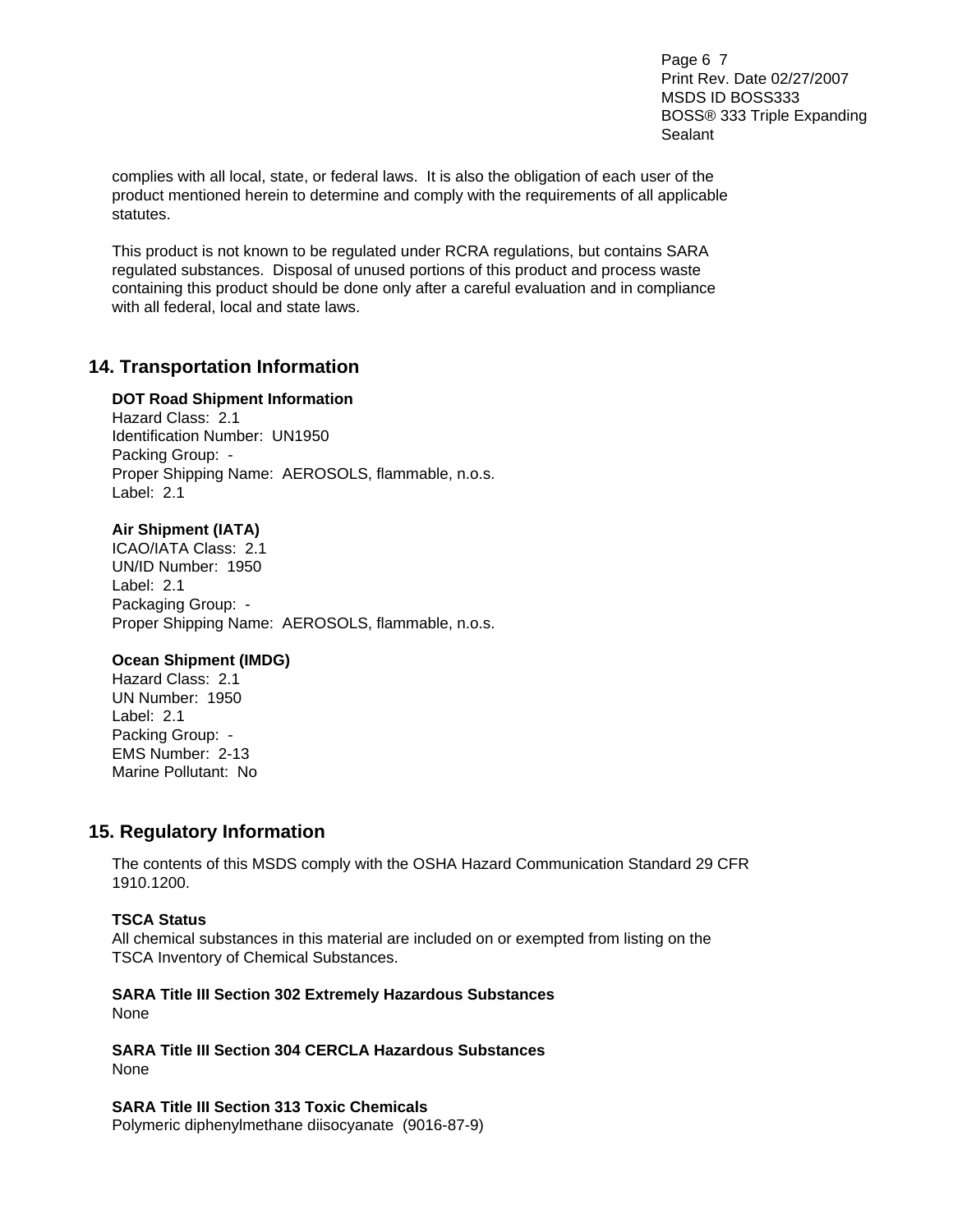complies with all local, state, or federal laws. It is also the obligation of each user of the product mentioned herein to determine and comply with the requirements of all applicable statutes.

This product is not known to be regulated under RCRA regulations, but contains SARA regulated substances. Disposal of unused portions of this product and process waste containing this product should be done only after a careful evaluation and in compliance with all federal, local and state laws.

## 14. Transportation Information

**DOT Road Shipment Information**
Hazard Class: 2.1
Identification Number: UN1950
Packing Group: -
Proper Shipping Name: AEROSOLS, flammable, n.o.s.
Label: 2.1

**Air Shipment (IATA)**
ICAO/IATA Class: 2.1
UN/ID Number: 1950
Label: 2.1
Packaging Group: -
Proper Shipping Name: AEROSOLS, flammable, n.o.s.

**Ocean Shipment (IMDG)**
Hazard Class: 2.1
UN Number: 1950
Label: 2.1
Packing Group: -
EMS Number: 2-13
Marine Pollutant: No

## 15. Regulatory Information

The contents of this MSDS comply with the OSHA Hazard Communication Standard 29 CFR 1910.1200.

**TSCA Status**
All chemical substances in this material are included on or exempted from listing on the TSCA Inventory of Chemical Substances.

**SARA Title III Section 302 Extremely Hazardous Substances**
None

**SARA Title III Section 304 CERCLA Hazardous Substances**
None

**SARA Title III Section 313 Toxic Chemicals**
Polymeric diphenylmethane diisocyanate (9016-87-9)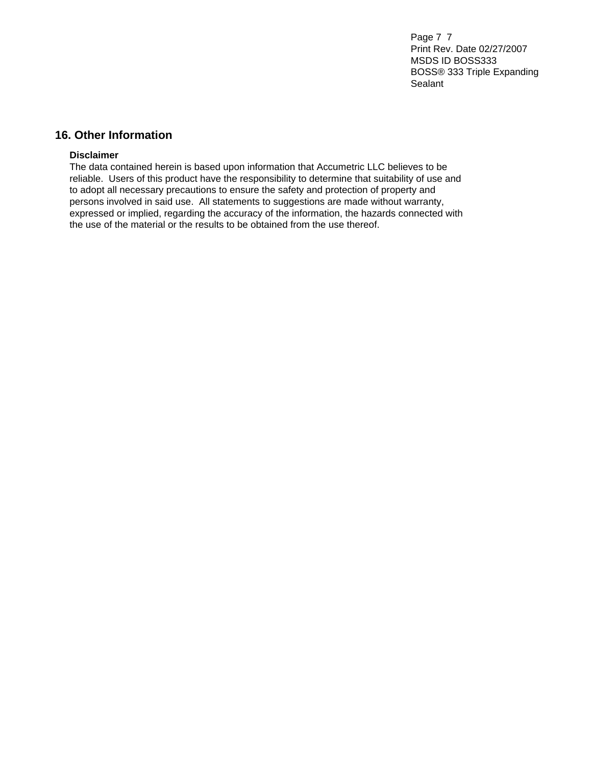## 16. Other Information

**Disclaimer**

The data contained herein is based upon information that Accumetric LLC believes to be reliable. Users of this product have the responsibility to determine that suitability of use and to adopt all necessary precautions to ensure the safety and protection of property and persons involved in said use. All statements to suggestions are made without warranty, expressed or implied, regarding the accuracy of the information, the hazards connected with the use of the material or the results to be obtained from the use thereof.